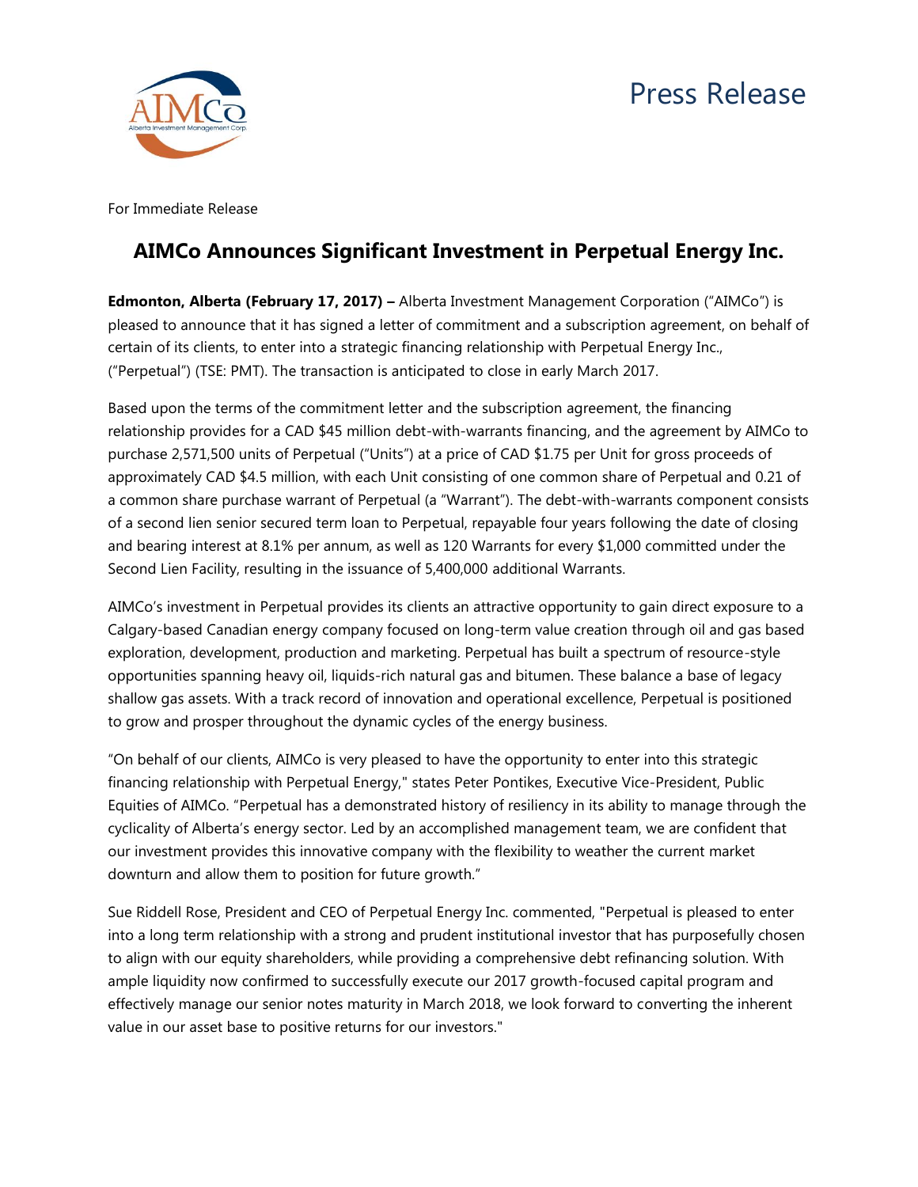# Press Release

For Immediate Release

## AIMCo Announces Significant Investment in Perpetual Energy Inc.

**Edmonton, Alberta (February 17, 2017) –** Alberta Investment Management Corporation ("AIMCo") is pleased to announce that it has signed a letter of commitment and a subscription agreement, on behalf of certain of its clients, to enter into a strategic financing relationship with Perpetual Energy Inc., ("Perpetual") (TSE: PMT). The transaction is anticipated to close in early March 2017.

Based upon the terms of the commitment letter and the subscription agreement, the financing relationship provides for a CAD $45 million debt-with-warrants financing, and the agreement by AIMCo to purchase 2,571,500 units of Perpetual ("Units") at a price of CAD $1.75 per Unit for gross proceeds of approximately CAD $4.5 million, with each Unit consisting of one common share of Perpetual and 0.21 of a common share purchase warrant of Perpetual (a "Warrant"). The debt-with-warrants component consists of a second lien senior secured term loan to Perpetual, repayable four years following the date of closing and bearing interest at 8.1% per annum, as well as 120 Warrants for every $1,000 committed under the Second Lien Facility, resulting in the issuance of 5,400,000 additional Warrants.

AIMCo's investment in Perpetual provides its clients an attractive opportunity to gain direct exposure to a Calgary-based Canadian energy company focused on long-term value creation through oil and gas based exploration, development, production and marketing. Perpetual has built a spectrum of resource-style opportunities spanning heavy oil, liquids-rich natural gas and bitumen. These balance a base of legacy shallow gas assets. With a track record of innovation and operational excellence, Perpetual is positioned to grow and prosper throughout the dynamic cycles of the energy business.

"On behalf of our clients, AIMCo is very pleased to have the opportunity to enter into this strategic financing relationship with Perpetual Energy," states Peter Pontikes, Executive Vice-President, Public Equities of AIMCo. "Perpetual has a demonstrated history of resiliency in its ability to manage through the cyclicality of Alberta's energy sector. Led by an accomplished management team, we are confident that our investment provides this innovative company with the flexibility to weather the current market downturn and allow them to position for future growth."

Sue Riddell Rose, President and CEO of Perpetual Energy Inc. commented, "Perpetual is pleased to enter into a long term relationship with a strong and prudent institutional investor that has purposefully chosen to align with our equity shareholders, while providing a comprehensive debt refinancing solution. With ample liquidity now confirmed to successfully execute our 2017 growth-focused capital program and effectively manage our senior notes maturity in March 2018, we look forward to converting the inherent value in our asset base to positive returns for our investors."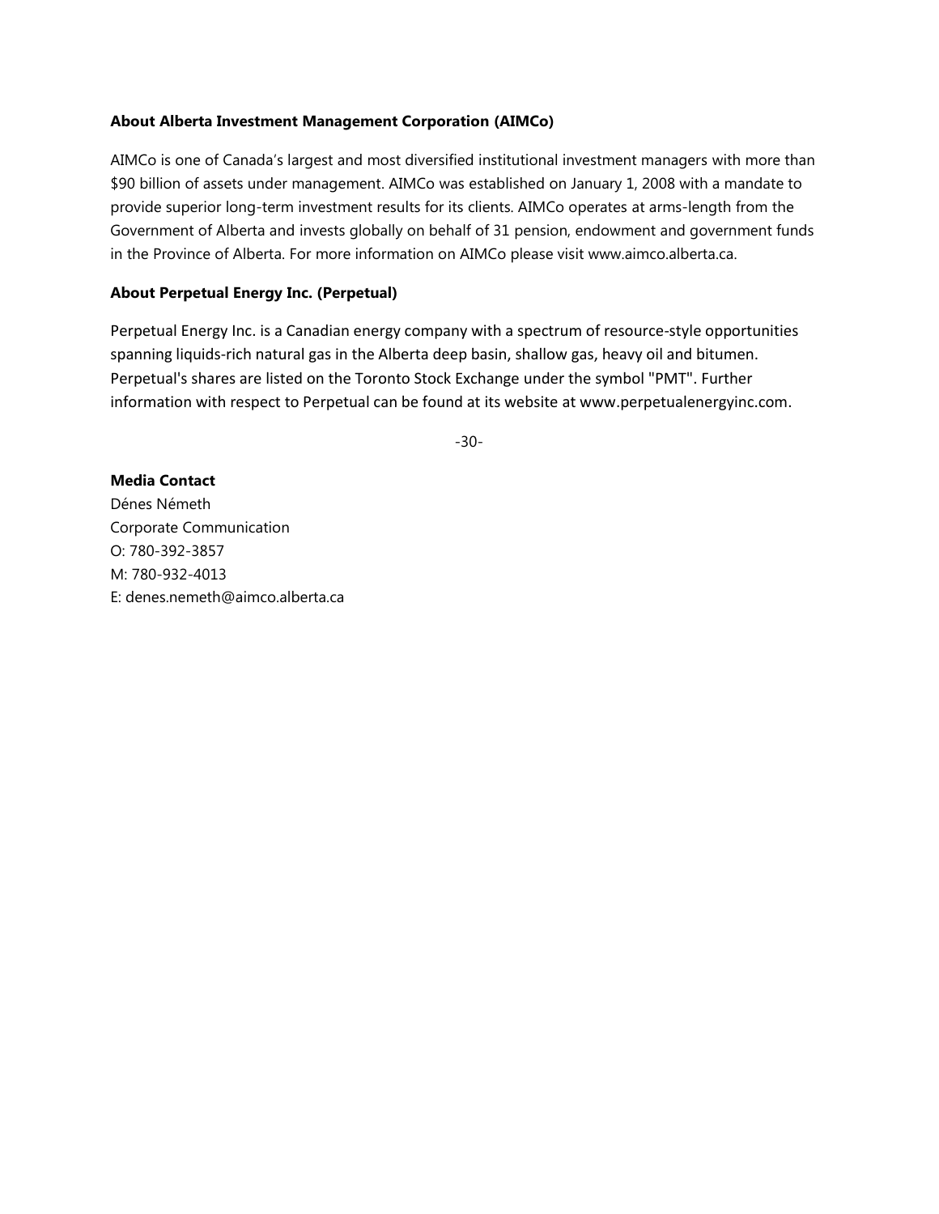**About Alberta Investment Management Corporation (AIMCo)**

AIMCo is one of Canada's largest and most diversified institutional investment managers with more than $90 billion of assets under management. AIMCo was established on January 1, 2008 with a mandate to provide superior long-term investment results for its clients. AIMCo operates at arms-length from the Government of Alberta and invests globally on behalf of 31 pension, endowment and government funds in the Province of Alberta. For more information on AIMCo please visit www.aimco.alberta.ca.

**About Perpetual Energy Inc. (Perpetual)**

Perpetual Energy Inc. is a Canadian energy company with a spectrum of resource-style opportunities spanning liquids-rich natural gas in the Alberta deep basin, shallow gas, heavy oil and bitumen. Perpetual's shares are listed on the Toronto Stock Exchange under the symbol "PMT". Further information with respect to Perpetual can be found at its website at www.perpetualenergyinc.com.

-30-

**Media Contact**
Dénes Németh
Corporate Communication
O: 780-392-3857
M: 780-932-4013
E: denes.nemeth@aimco.alberta.ca